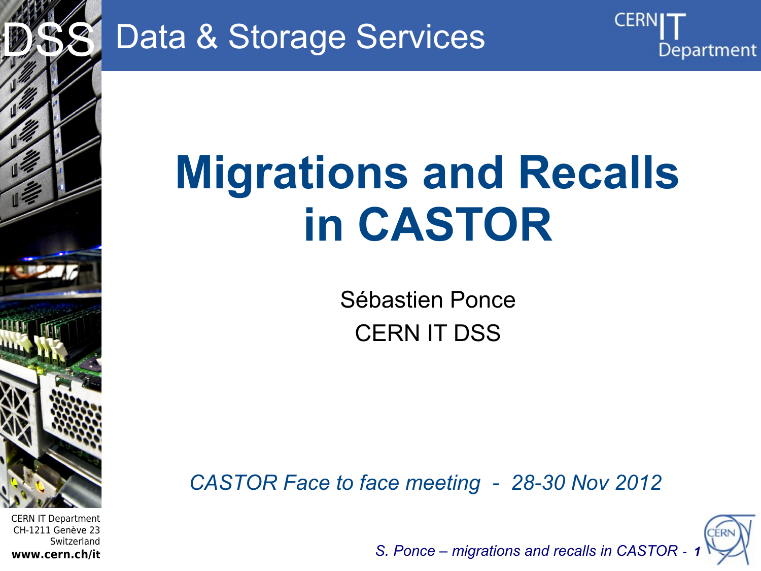# Migrations and Recalls in CASTOR

Sébastien Ponce

CERN IT DSS

*CASTOR Face to face meeting - 28-30 Nov 2012*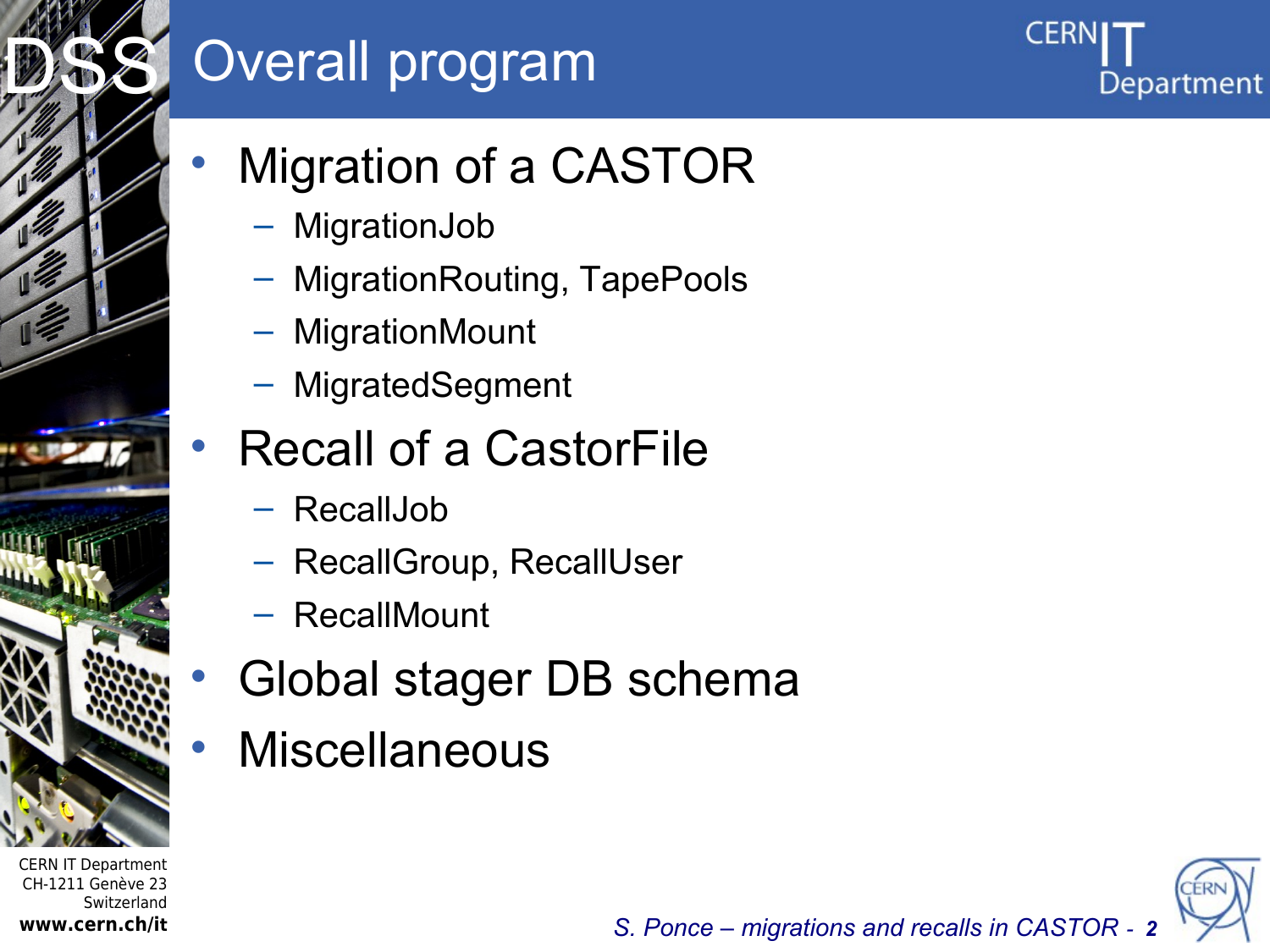# Overall program

- Migration of a CASTOR
  - MigrationJob
  - MigrationRouting, TapePools
  - MigrationMount
  - MigratedSegment
- Recall of a CastorFile
  - RecallJob
  - RecallGroup, RecallUser
  - RecallMount
- Global stager DB schema
- Miscellaneous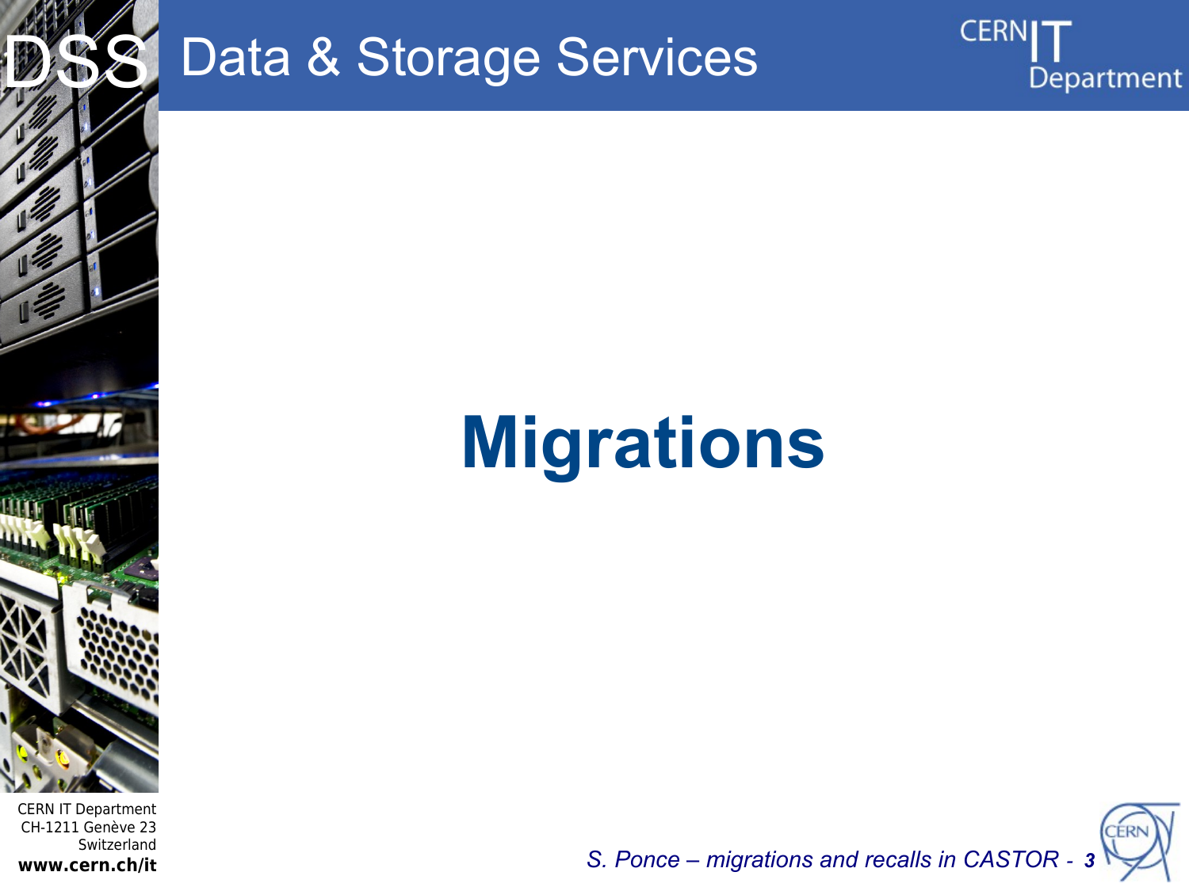# Migrations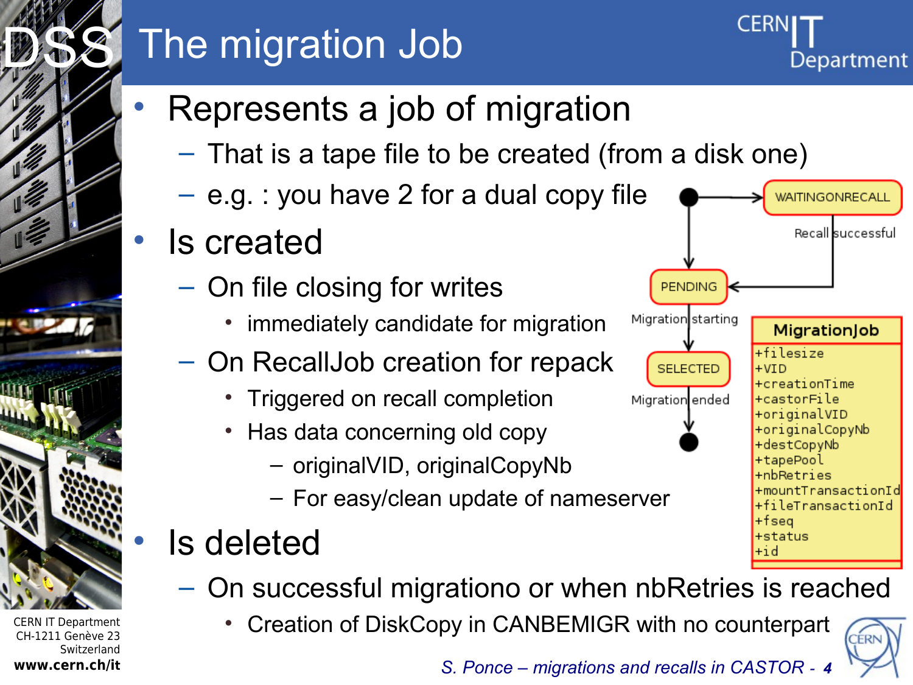# The migration Job

- Represents a job of migration
  - That is a tape file to be created (from a disk one)
  - e.g. : you have 2 for a dual copy file
- Is created
  - On file closing for writes
    - immediately candidate for migration
  - On RecallJob creation for repack
    - Triggered on recall completion
    - Has data concerning old copy
      - originalVID, originalCopyNb
      - For easy/clean update of nameserver
- Is deleted
  - On successful migrationo or when nbRetries is reached
    - Creation of DiskCopy in CANBEMIGR with no counterpart

WAITINGONRECALL

Recall successful

PENDING

Migration starting

SELECTED

Migration ended

**MigrationJob**

+filesize
+VID
+creationTime
+castorFile
+originalVID
+originalCopyNb
+destCopyNb
+tapePool
+nbRetries
+mountTransactionId
+fileTransactionId
+fseq
+status
+id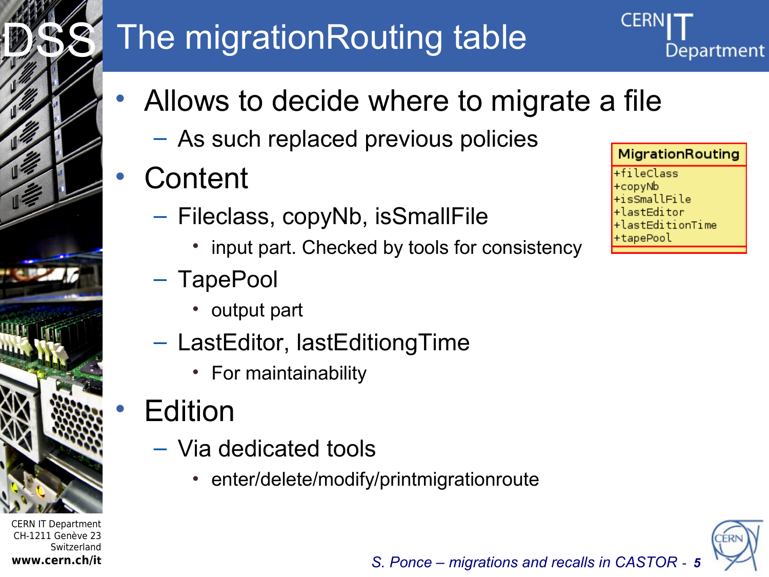# The migrationRouting table

- Allows to decide where to migrate a file
  - As such replaced previous policies
- Content
  - Fileclass, copyNb, isSmallFile
    - input part. Checked by tools for consistency
  - TapePool
    - output part
  - LastEditor, lastEditiongTime
    - For maintainability
- Edition
  - Via dedicated tools
    - enter/delete/modify/printmigrationroute

| MigrationRouting |
| --- |
| +fileClass<br>+copyNb<br>+isSmallFile<br>+lastEditor<br>+lastEditionTime<br>+tapePool |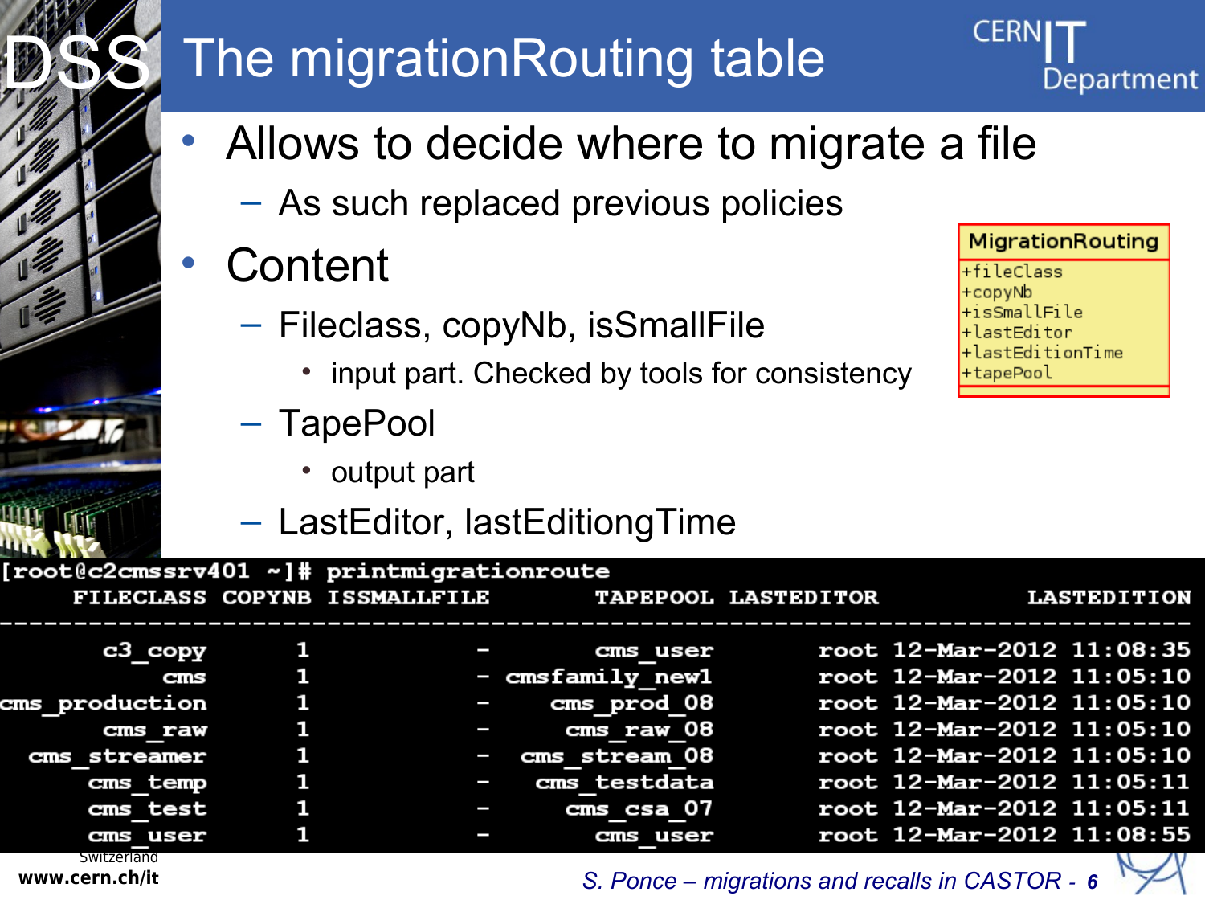# The migrationRouting table

- Allows to decide where to migrate a file
  - As such replaced previous policies
- Content
  - Fileclass, copyNb, isSmallFile
    - input part. Checked by tools for consistency
  - TapePool
    - output part
  - LastEditor, lastEditiongTime

| MigrationRouting |
| --- |
| +fileClass<br>+copyNb<br>+isSmallFile<br>+lastEditor<br>+lastEditionTime<br>+tapePool |

```
[root@c2cmssrv401 ~]# printmigrationroute
     FILECLASS COPYNB ISSMALLFILE        TAPEPOOL LASTEDITOR          LASTEDITION
-------------------------------------------------------------------------------------
       c3_copy      1           -        cms_user       root 12-Mar-2012 11:08:35
           cms      1           - cmsfamily_new1       root 12-Mar-2012 11:05:10
cms_production      1           -     cms_prod_08       root 12-Mar-2012 11:05:10
       cms_raw      1           -      cms_raw_08       root 12-Mar-2012 11:05:10
  cms_streamer      1           -   cms_stream_08       root 12-Mar-2012 11:05:10
      cms_temp      1           -    cms_testdata       root 12-Mar-2012 11:05:11
      cms_test      1           -      cms_csa_07       root 12-Mar-2012 11:05:11
      cms_user      1           -        cms_user       root 12-Mar-2012 11:08:55
```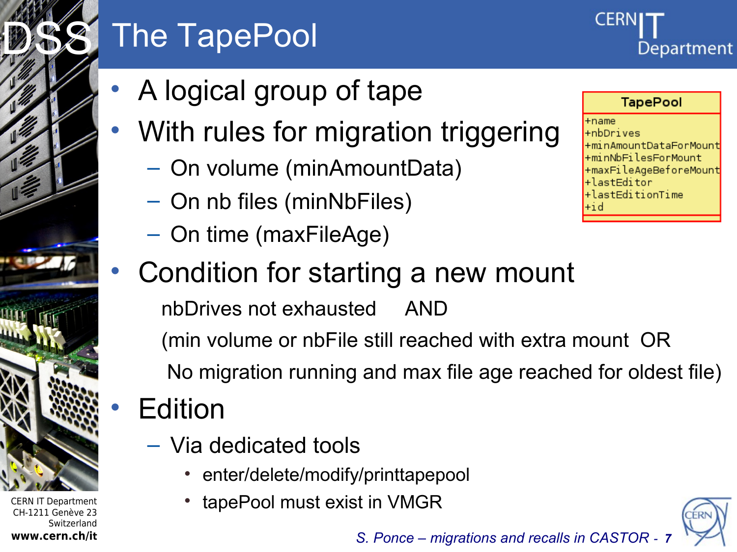# The TapePool

- A logical group of tape
- With rules for migration triggering
  - On volume (minAmountData)
  - On nb files (minNbFiles)
  - On time (maxFileAge)

| TapePool |
| --- |
| +name<br>+nbDrives<br>+minAmountDataForMount<br>+minNbFilesForMount<br>+maxFileAgeBeforeMount<br>+lastEditor<br>+lastEditionTime<br>+id |

- Condition for starting a new mount

  nbDrives not exhausted AND

  (min volume or nbFile still reached with extra mount OR

  No migration running and max file age reached for oldest file)

- Edition
  - Via dedicated tools
    - enter/delete/modify/printtapepool
    - tapePool must exist in VMGR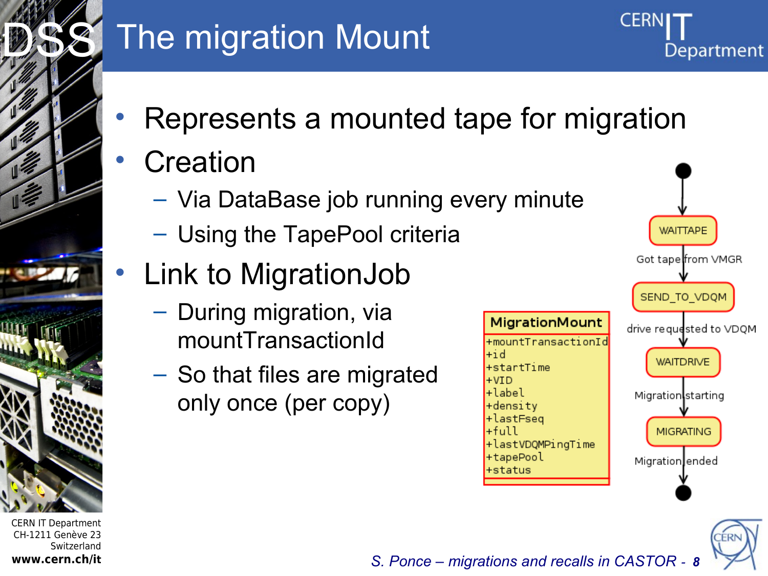# The migration Mount

- Represents a mounted tape for migration
- Creation
  - Via DataBase job running every minute
  - Using the TapePool criteria
- Link to MigrationJob
  - During migration, via mountTransactionId
  - So that files are migrated only once (per copy)

| MigrationMount |
|---|
| +mountTransactionId |
| +id |
| +startTime |
| +VID |
| +label |
| +density |
| +lastFseq |
| +full |
| +lastVDQMPingTime |
| +tapePool |
| +status |

WAITTAPE → (Got tape from VMGR) → SEND_TO_VDQM → (drive requested to VDQM) → WAITDRIVE → (Migration starting) → MIGRATING → (Migration ended)

*S. Ponce – migrations and recalls in CASTOR*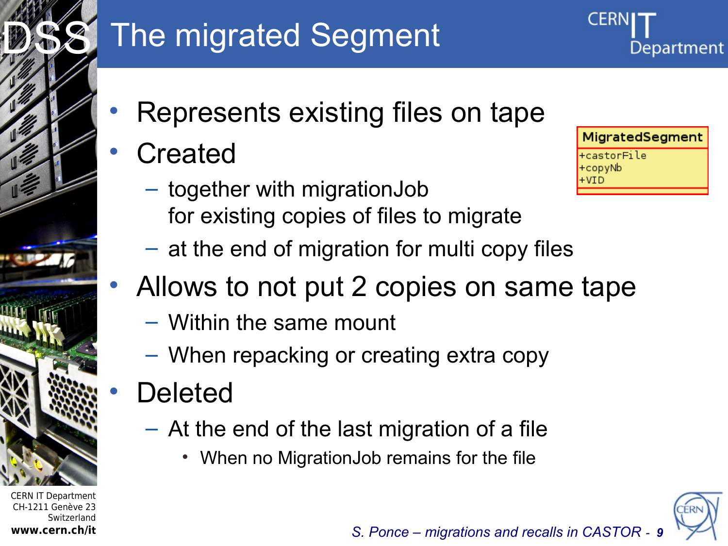# The migrated Segment

- Represents existing files on tape
- Created
  - together with migrationJob for existing copies of files to migrate
  - at the end of migration for multi copy files
- Allows to not put 2 copies on same tape
  - Within the same mount
  - When repacking or creating extra copy
- Deleted
  - At the end of the last migration of a file
    - When no MigrationJob remains for the file

| MigratedSegment |
| --- |
| +castorFile<br>+copyNb<br>+VID |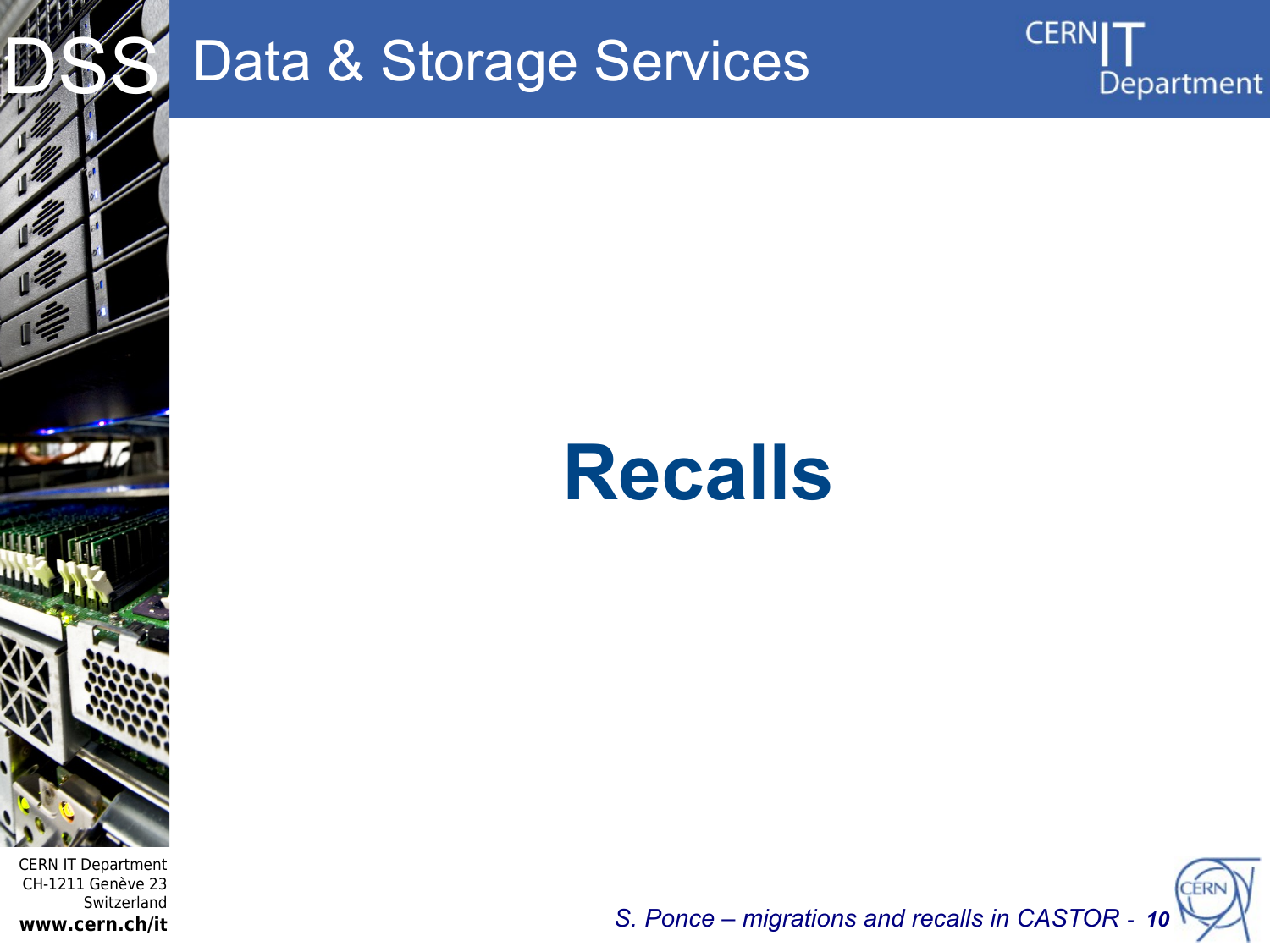# Recalls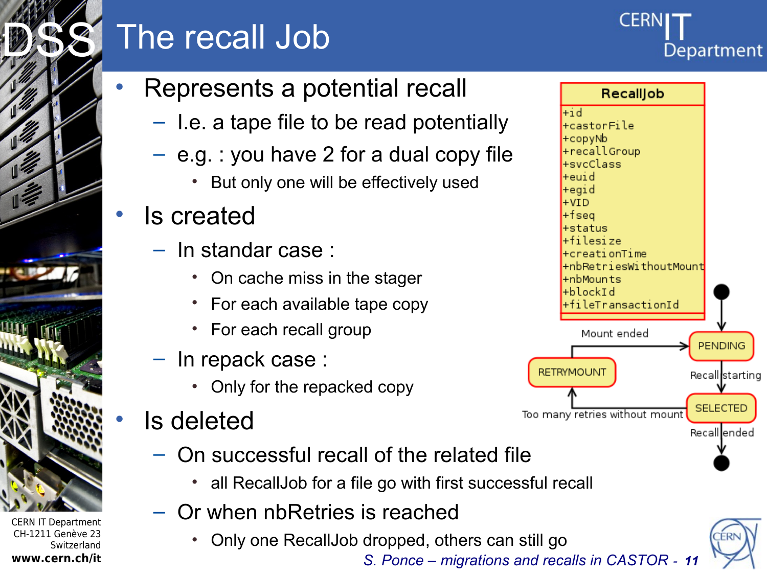# The recall Job

- Represents a potential recall
  - I.e. a tape file to be read potentially
  - e.g. : you have 2 for a dual copy file
    - But only one will be effectively used
- Is created
  - In standar case :
    - On cache miss in the stager
    - For each available tape copy
    - For each recall group
  - In repack case :
    - Only for the repacked copy
- Is deleted
  - On successful recall of the related file
    - all RecallJob for a file go with first successful recall
  - Or when nbRetries is reached
    - Only one RecallJob dropped, others can still go

**RecallJob**

```
+id
+castorFile
+copyNb
+recallGroup
+svcClass
+euid
+egid
+VID
+fseq
+status
+filesize
+creationTime
+nbRetriesWithoutMount
+nbMounts
+blockId
+fileTransactionId
```

State diagram: start → PENDING; PENDING → SELECTED (Recall starting); SELECTED → end (Recall ended); SELECTED → RETRYMOUNT (Too many retries without mount); RETRYMOUNT → PENDING (Mount ended).

*S. Ponce – migrations and recalls in CASTOR*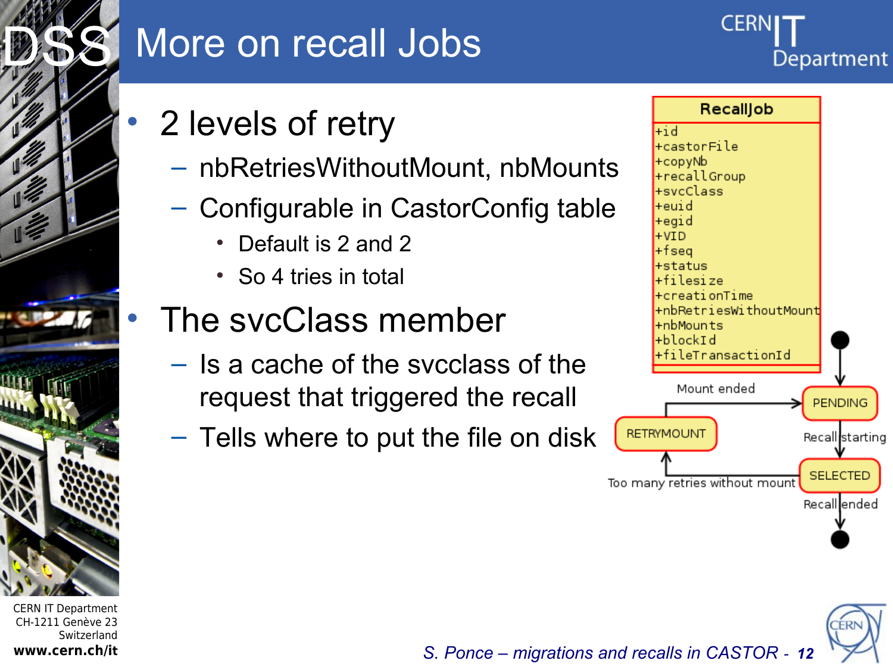# More on recall Jobs

- 2 levels of retry
  - nbRetriesWithoutMount, nbMounts
  - Configurable in CastorConfig table
    - Default is 2 and 2
    - So 4 tries in total
- The svcClass member
  - Is a cache of the svcclass of the request that triggered the recall
  - Tells where to put the file on disk

**RecallJob**

```
+id
+castorFile
+copyNb
+recallGroup
+svcClass
+euid
+egid
+VID
+fseq
+status
+filesize
+creationTime
+nbRetriesWithoutMount
+nbMounts
+blockId
+fileTransactionId
```

PENDING → (Recall starting) → SELECTED → (Recall ended)

SELECTED → (Too many retries without mount) → RETRYMOUNT → (Mount ended) → PENDING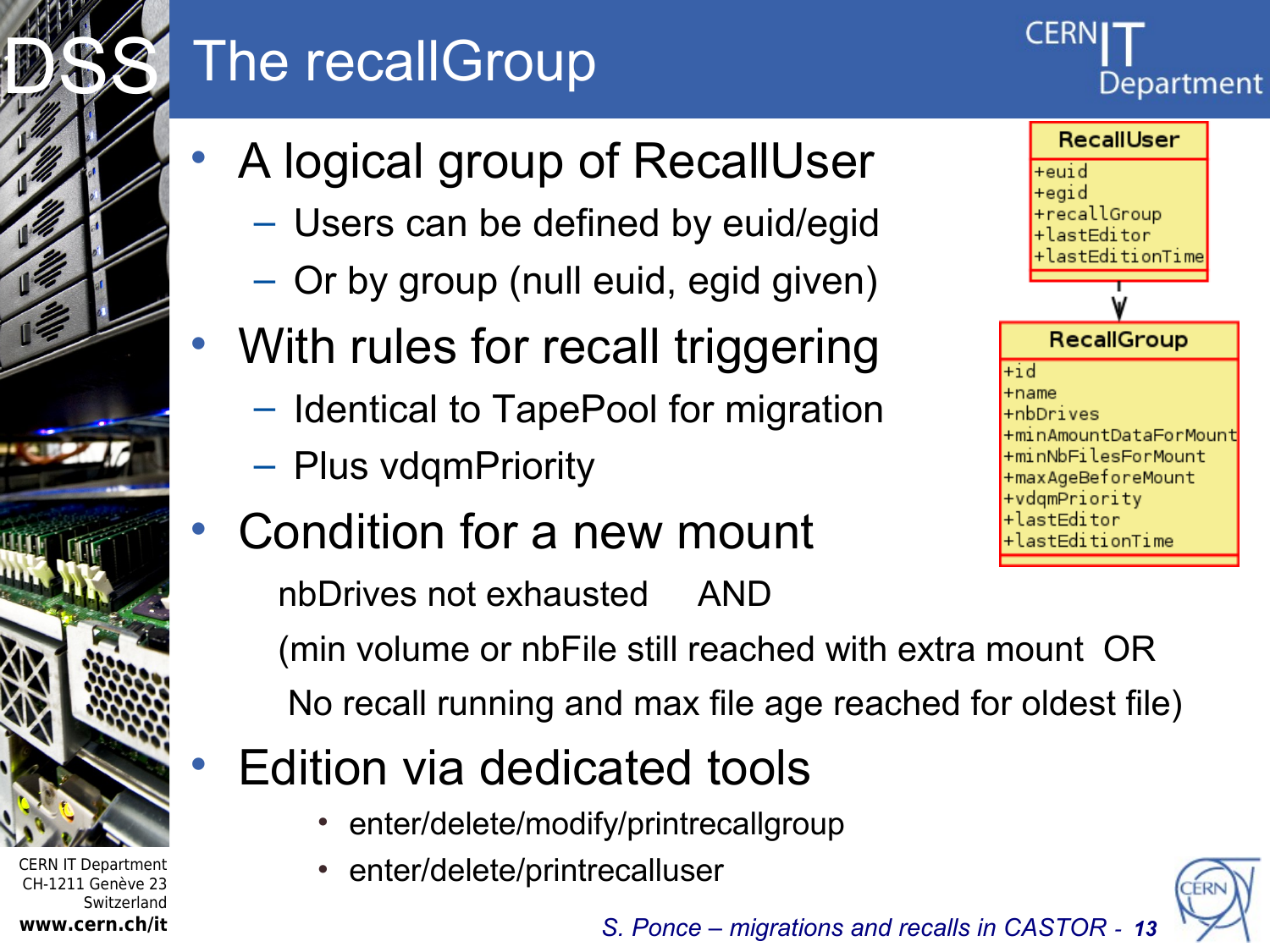# The recallGroup

- A logical group of RecallUser
  - Users can be defined by euid/egid
  - Or by group (null euid, egid given)
- With rules for recall triggering
  - Identical to TapePool for migration
  - Plus vdqmPriority
- Condition for a new mount

  nbDrives not exhausted AND

  (min volume or nbFile still reached with extra mount OR

  No recall running and max file age reached for oldest file)
- Edition via dedicated tools
  - enter/delete/modify/printrecallgroup
  - enter/delete/printrecalluser

**RecallUser**
- +euid
- +egid
- +recallGroup
- +lastEditor
- +lastEditionTime

**RecallGroup**
- +id
- +name
- +nbDrives
- +minAmountDataForMount
- +minNbFilesForMount
- +maxAgeBeforeMount
- +vdqmPriority
- +lastEditor
- +lastEditionTime

*S. Ponce – migrations and recalls in CASTOR*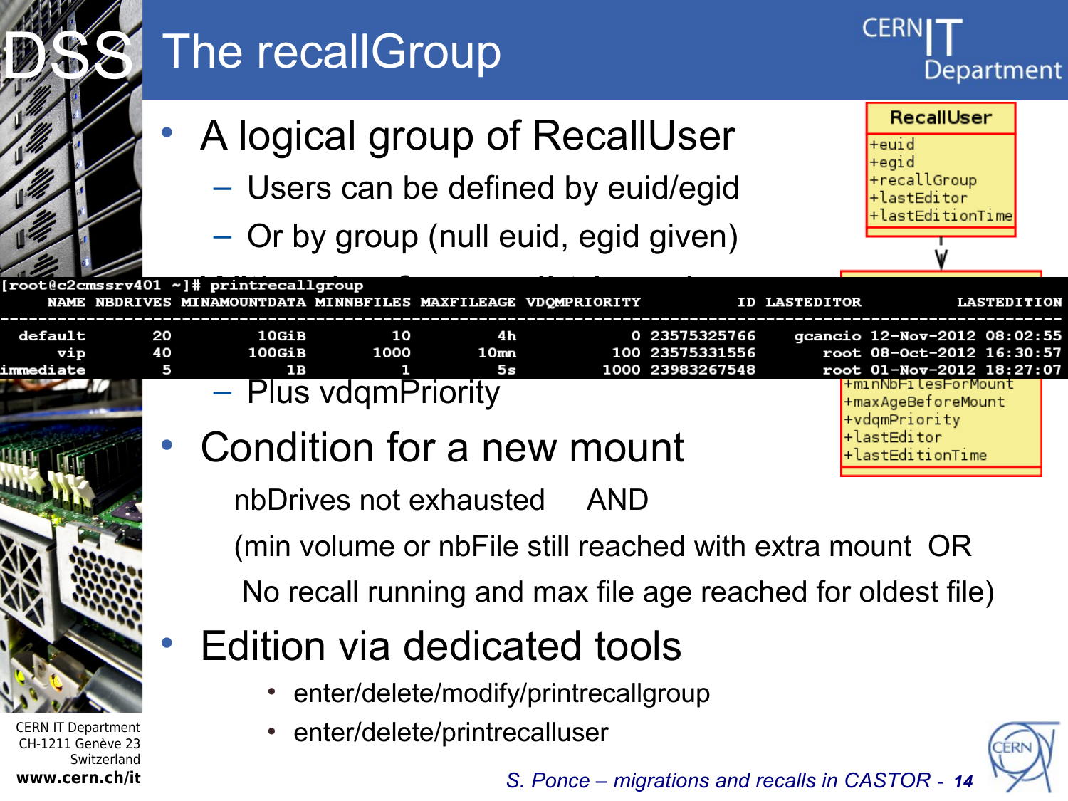# The recallGroup

- A logical group of RecallUser
  - Users can be defined by euid/egid
  - Or by group (null euid, egid given)
  - Plus vdqmPriority

| RecallUser |
|---|
| +euid |
| +egid |
| +recallGroup |
| +lastEditor |
| +lastEditionTime |

| RecallGroup |
|---|
| +minNbFilesForMount |
| +maxAgeBeforeMount |
| +vdqmPriority |
| +lastEditor |
| +lastEditionTime |

```
[root@c2cmssrv401 ~]# printrecallgroup
     NAME NBDRIVES MINAMOUNTDATA MINNBFILES MAXFILEAGE VDQMPRIORITY          ID LASTEDITOR          LASTEDITION
------------------------------------------------------------------------------------------------------------------
  default       20        10GiB         10         4h            0 23575325766     gcancio 12-Nov-2012 08:02:55
      vip       40       100GiB       1000        10mn         100 23575331556        root 08-Oct-2012 16:30:57
immediate        5           1B          1         5s         1000 23983267548        root 01-Nov-2012 18:27:07
```

- Condition for a new mount

  nbDrives not exhausted AND

  (min volume or nbFile still reached with extra mount OR

  No recall running and max file age reached for oldest file)

- Edition via dedicated tools
  - enter/delete/modify/printrecallgroup
  - enter/delete/printrecalluser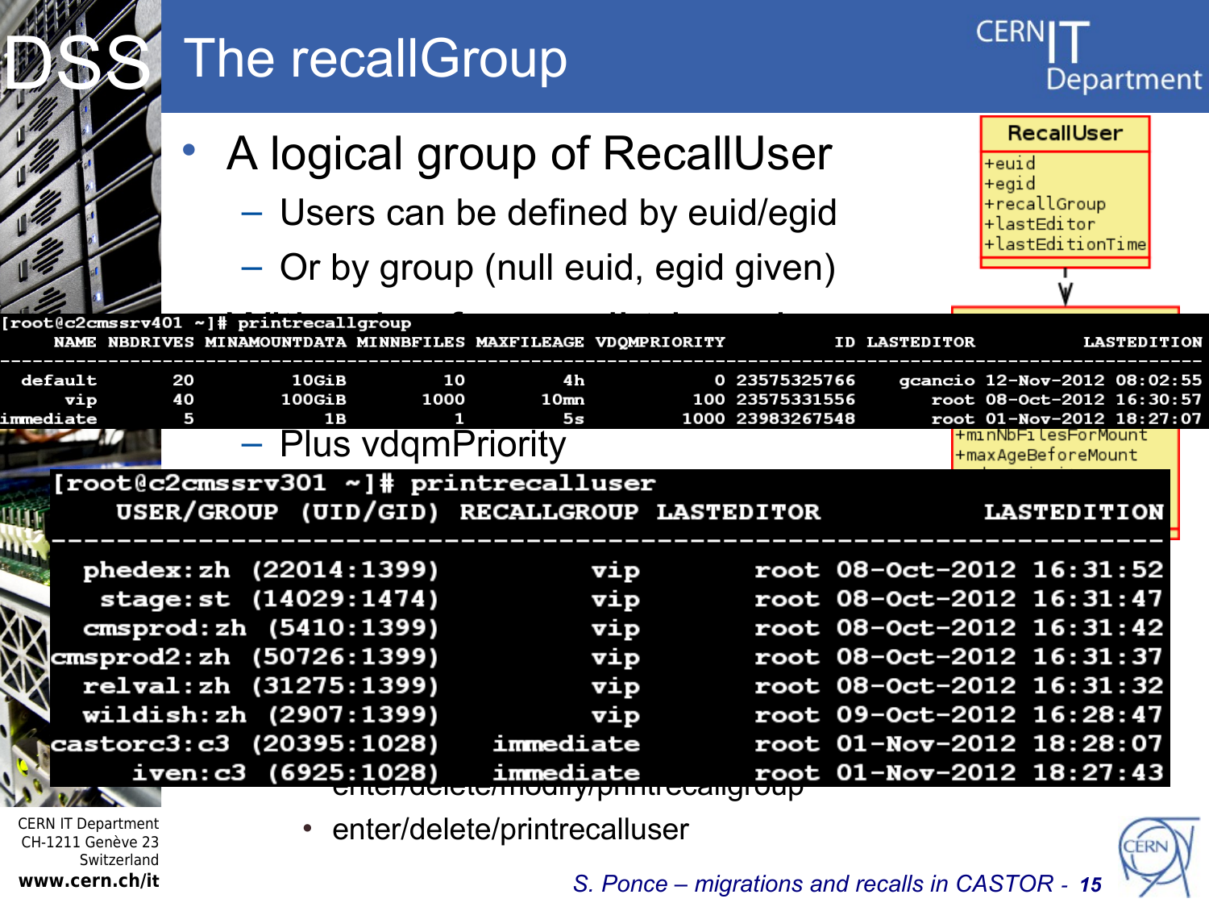# The recallGroup

- A logical group of RecallUser
  - Users can be defined by euid/egid
  - Or by group (null euid, egid given)
  - Plus vdqmPriority
- enter/delete/modify/printrecallgroup
- enter/delete/printrecalluser

**RecallUser**

+euid
+egid
+recallGroup
+lastEditor
+lastEditionTime

+minNbFilesForMount
+maxAgeBeforeMount

```
[root@c2cmssrv401 ~]# printrecallgroup
     NAME NBDRIVES MINAMOUNTDATA MINNBFILES MAXFILEAGE VDQMPRIORITY          ID LASTEDITOR             LASTEDITION
--------------------------------------------------------------------------------------------------------------------
  default       20         10GiB         10         4h            0 23575325766    gcancio 12-Nov-2012 08:02:55
      vip       40        100GiB       1000       10mn          100 23575331556       root 08-Oct-2012 16:30:57
immediate        5            1B          1         5s         1000 23983267548       root 01-Nov-2012 18:27:07
```

```
[root@c2cmssrv301 ~]# printrecalluser
   USER/GROUP  (UID/GID)  RECALLGROUP LASTEDITOR          LASTEDITION
-----------------------------------------------------------------------
   phedex:zh  (22014:1399)        vip       root 08-Oct-2012 16:31:52
    stage:st  (14029:1474)        vip       root 08-Oct-2012 16:31:47
   cmsprod:zh  (5410:1399)        vip       root 08-Oct-2012 16:31:42
 cmsprod2:zh  (50726:1399)        vip       root 08-Oct-2012 16:31:37
   relval:zh  (31275:1399)        vip       root 08-Oct-2012 16:31:32
   wildish:zh  (2907:1399)        vip       root 09-Oct-2012 16:28:47
 castorc3:c3  (20395:1028)  immediate       root 01-Nov-2012 18:28:07
      iven:c3  (6925:1028)  immediate       root 01-Nov-2012 18:27:43
```

CERN IT Department
CH-1211 Genève 23
Switzerland
**www.cern.ch/it**

*S. Ponce – migrations and recalls in CASTOR*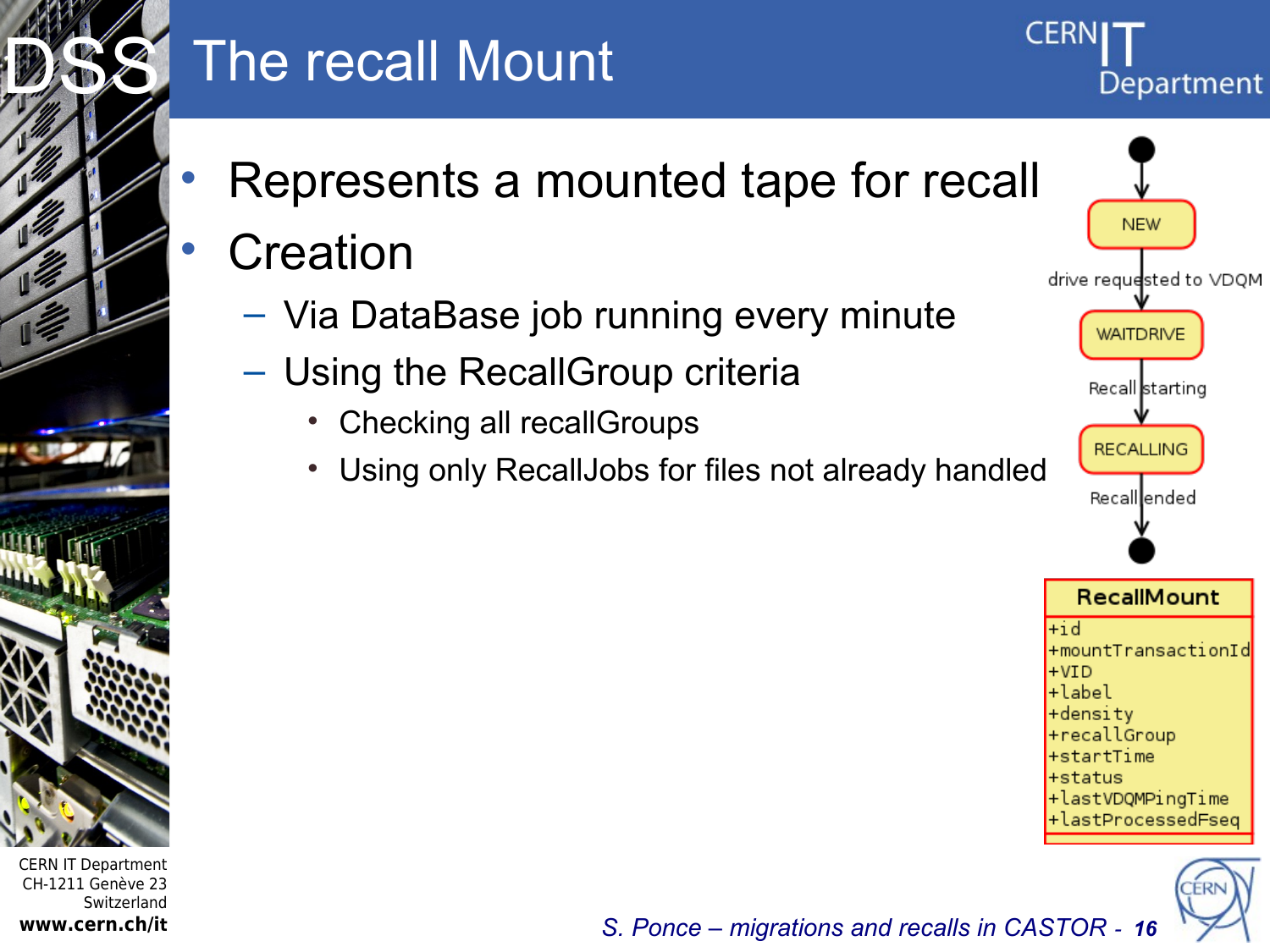# The recall Mount

- Represents a mounted tape for recall
- Creation
  - Via DataBase job running every minute
  - Using the RecallGroup criteria
    - Checking all recallGroups
    - Using only RecallJobs for files not already handled

NEW

drive requested to VDQM

WAITDRIVE

Recall starting

RECALLING

Recall ended

| RecallMount |
|---|
| +id<br>+mountTransactionId<br>+VID<br>+label<br>+density<br>+recallGroup<br>+startTime<br>+status<br>+lastVDQMPingTime<br>+lastProcessedFseq |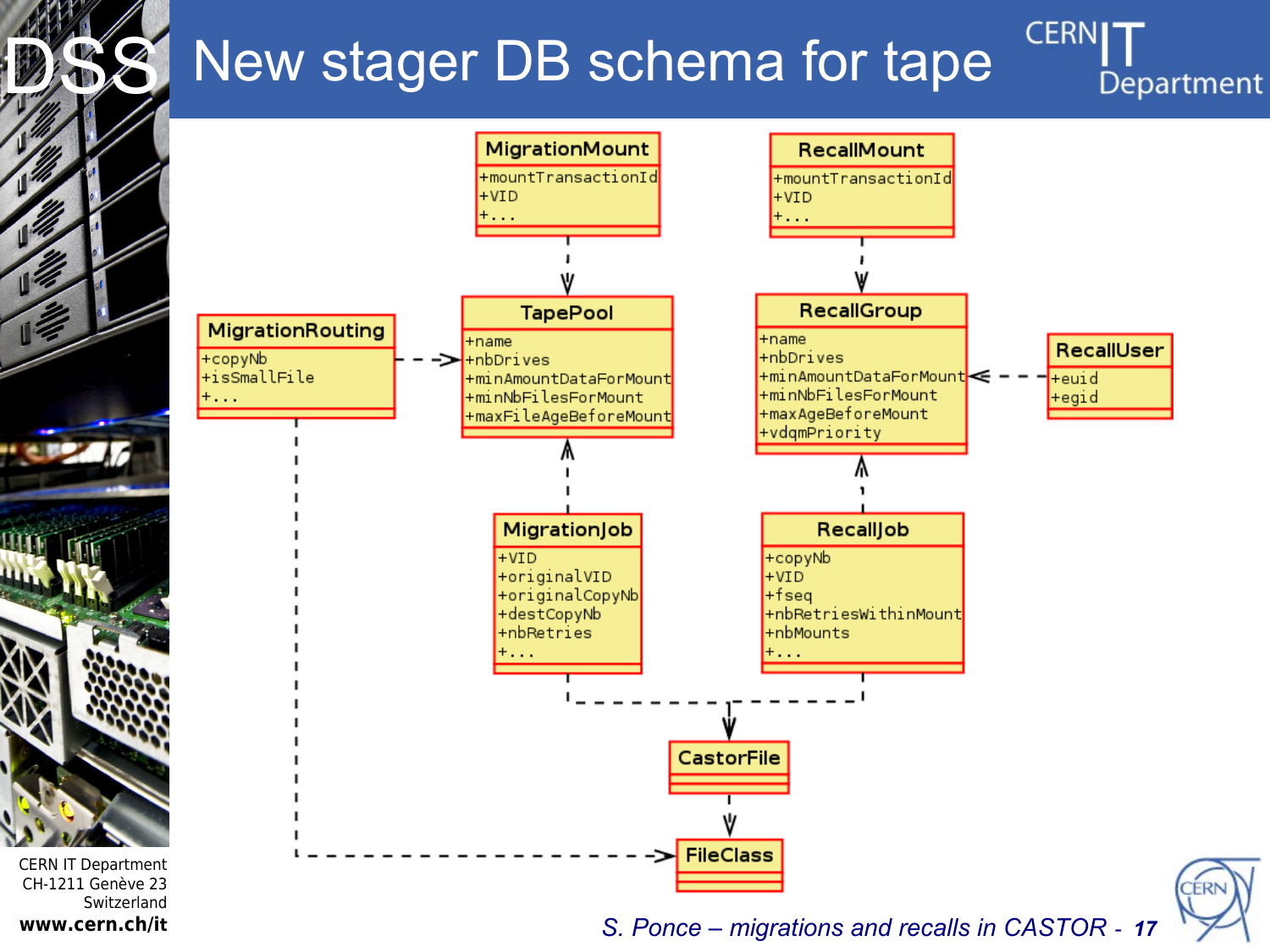# New stager DB schema for tape

**MigrationMount**
- +mountTransactionId
- +VID
- +...

**RecallMount**
- +mountTransactionId
- +VID
- +...

**MigrationRouting**
- +copyNb
- +isSmallFile
- +...

**TapePool**
- +name
- +nbDrives
- +minAmountDataForMount
- +minNbFilesForMount
- +maxFileAgeBeforeMount

**RecallGroup**
- +name
- +nbDrives
- +minAmountDataForMount
- +minNbFilesForMount
- +maxAgeBeforeMount
- +vdqmPriority

**RecallUser**
- +euid
- +egid

**MigrationJob**
- +VID
- +originalVID
- +originalCopyNb
- +destCopyNb
- +nbRetries
- +...

**RecallJob**
- +copyNb
- +VID
- +fseq
- +nbRetriesWithinMount
- +nbMounts
- +...

**CastorFile**

**FileClass**

Relationships:
- MigrationMount → TapePool
- RecallMount → RecallGroup
- MigrationRouting → TapePool
- MigrationRouting → FileClass
- RecallUser → RecallGroup
- MigrationJob → TapePool
- RecallJob → RecallGroup
- MigrationJob → CastorFile
- RecallJob → CastorFile
- CastorFile → FileClass

*S. Ponce – migrations and recalls in CASTOR*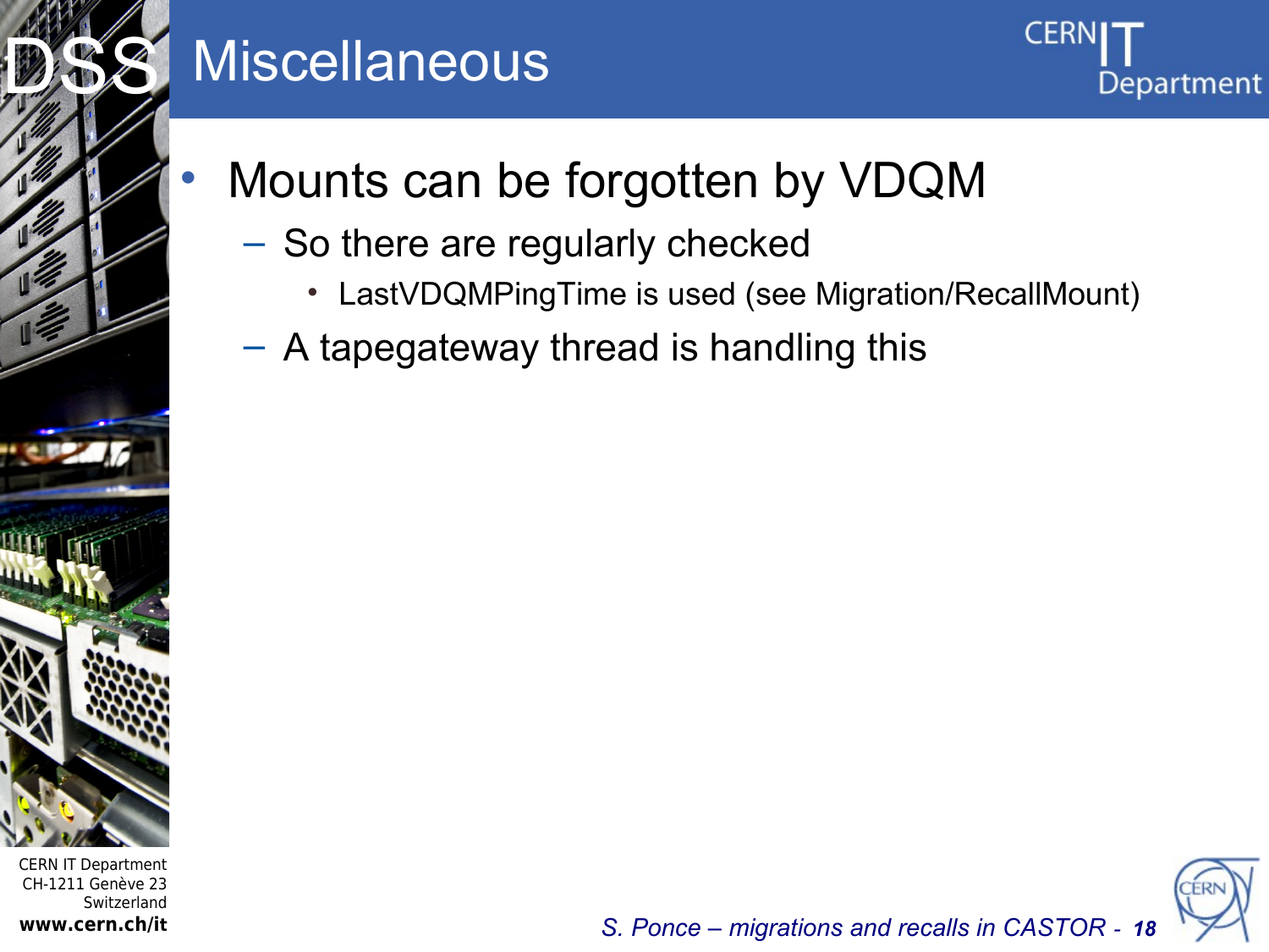# Miscellaneous

- Mounts can be forgotten by VDQM
  - So there are regularly checked
    - LastVDQMPingTime is used (see Migration/RecallMount)
  - A tapegateway thread is handling this